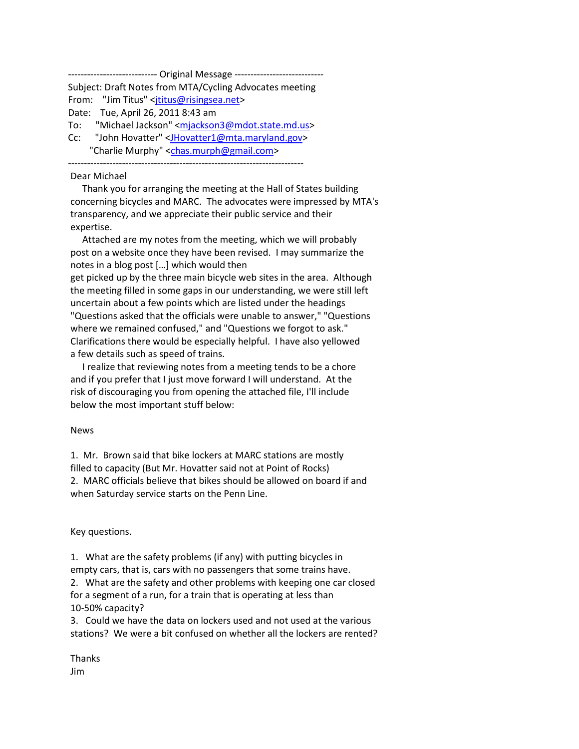---------------------------- Original Message ----------------------------
Subject: Draft Notes from MTA/Cycling Advocates meeting
From: "Jim Titus" <jtitus@risingsea.net>
Date: Tue, April 26, 2011 8:43 am
To: "Michael Jackson" <mjackson3@mdot.state.md.us>
Cc: "John Hovatter" <JHovatter1@mta.maryland.gov>
"Charlie Murphy" <chas.murph@gmail.com>
--------------------------------------------------------------------------

Dear Michael

Thank you for arranging the meeting at the Hall of States building concerning bicycles and MARC. The advocates were impressed by MTA's transparency, and we appreciate their public service and their expertise.

Attached are my notes from the meeting, which we will probably post on a website once they have been revised. I may summarize the notes in a blog post [...] which would then get picked up by the three main bicycle web sites in the area. Although the meeting filled in some gaps in our understanding, we were still left uncertain about a few points which are listed under the headings "Questions asked that the officials were unable to answer," "Questions where we remained confused," and "Questions we forgot to ask." Clarifications there would be especially helpful. I have also yellowed a few details such as speed of trains.

I realize that reviewing notes from a meeting tends to be a chore and if you prefer that I just move forward I will understand. At the risk of discouraging you from opening the attached file, I'll include below the most important stuff below:

News

1. Mr. Brown said that bike lockers at MARC stations are mostly filled to capacity (But Mr. Hovatter said not at Point of Rocks)
2. MARC officials believe that bikes should be allowed on board if and when Saturday service starts on the Penn Line.

Key questions.

1. What are the safety problems (if any) with putting bicycles in empty cars, that is, cars with no passengers that some trains have.
2. What are the safety and other problems with keeping one car closed for a segment of a run, for a train that is operating at less than 10-50% capacity?
3. Could we have the data on lockers used and not used at the various stations? We were a bit confused on whether all the lockers are rented?

Thanks
Jim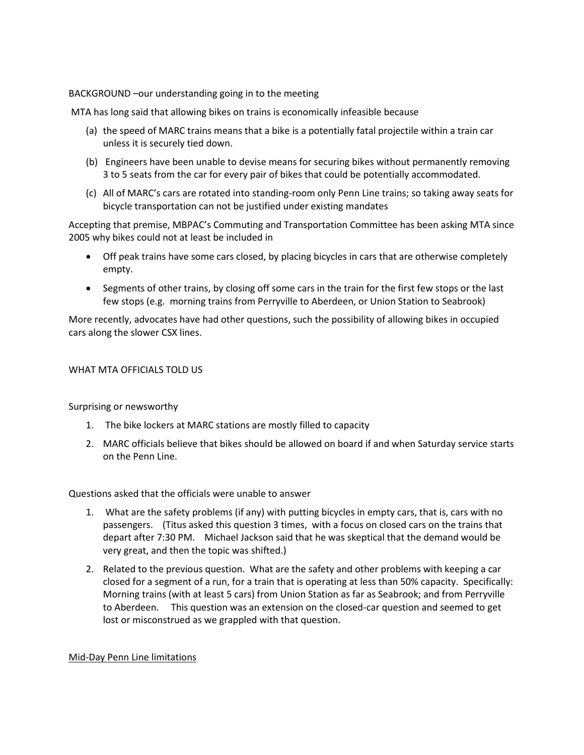BACKGROUND –our understanding going in to the meeting

MTA has long said that allowing bikes on trains is economically infeasible because

(a) the speed of MARC trains means that a bike is a potentially fatal projectile within a train car unless it is securely tied down.

(b) Engineers have been unable to devise means for securing bikes without permanently removing 3 to 5 seats from the car for every pair of bikes that could be potentially accommodated.

(c) All of MARC's cars are rotated into standing-room only Penn Line trains; so taking away seats for bicycle transportation can not be justified under existing mandates

Accepting that premise, MBPAC's Commuting and Transportation Committee has been asking MTA since 2005 why bikes could not at least be included in

- Off peak trains have some cars closed, by placing bicycles in cars that are otherwise completely empty.
- Segments of other trains, by closing off some cars in the train for the first few stops or the last few stops (e.g. morning trains from Perryville to Aberdeen, or Union Station to Seabrook)

More recently, advocates have had other questions, such the possibility of allowing bikes in occupied cars along the slower CSX lines.

WHAT MTA OFFICIALS TOLD US

Surprising or newsworthy

1. The bike lockers at MARC stations are mostly filled to capacity
2. MARC officials believe that bikes should be allowed on board if and when Saturday service starts on the Penn Line.

Questions asked that the officials were unable to answer

1. What are the safety problems (if any) with putting bicycles in empty cars, that is, cars with no passengers. (Titus asked this question 3 times, with a focus on closed cars on the trains that depart after 7:30 PM. Michael Jackson said that he was skeptical that the demand would be very great, and then the topic was shifted.)
2. Related to the previous question. What are the safety and other problems with keeping a car closed for a segment of a run, for a train that is operating at less than 50% capacity. Specifically: Morning trains (with at least 5 cars) from Union Station as far as Seabrook; and from Perryville to Aberdeen. This question was an extension on the closed-car question and seemed to get lost or misconstrued as we grappled with that question.

<u>Mid-Day Penn Line limitations</u>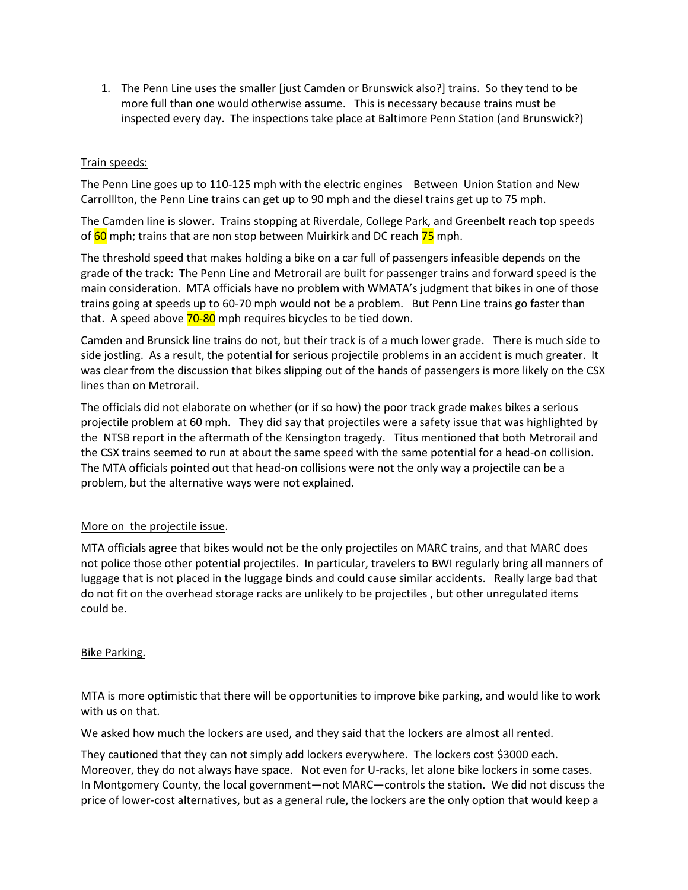1. The Penn Line uses the smaller [just Camden or Brunswick also?] trains. So they tend to be more full than one would otherwise assume. This is necessary because trains must be inspected every day. The inspections take place at Baltimore Penn Station (and Brunswick?)

Train speeds:

The Penn Line goes up to 110-125 mph with the electric engines Between Union Station and New Carrolllton, the Penn Line trains can get up to 90 mph and the diesel trains get up to 75 mph.

The Camden line is slower. Trains stopping at Riverdale, College Park, and Greenbelt reach top speeds of 60 mph; trains that are non stop between Muirkirk and DC reach 75 mph.

The threshold speed that makes holding a bike on a car full of passengers infeasible depends on the grade of the track: The Penn Line and Metrorail are built for passenger trains and forward speed is the main consideration. MTA officials have no problem with WMATA's judgment that bikes in one of those trains going at speeds up to 60-70 mph would not be a problem. But Penn Line trains go faster than that. A speed above 70-80 mph requires bicycles to be tied down.

Camden and Brunsick line trains do not, but their track is of a much lower grade. There is much side to side jostling. As a result, the potential for serious projectile problems in an accident is much greater. It was clear from the discussion that bikes slipping out of the hands of passengers is more likely on the CSX lines than on Metrorail.

The officials did not elaborate on whether (or if so how) the poor track grade makes bikes a serious projectile problem at 60 mph. They did say that projectiles were a safety issue that was highlighted by the NTSB report in the aftermath of the Kensington tragedy. Titus mentioned that both Metrorail and the CSX trains seemed to run at about the same speed with the same potential for a head-on collision. The MTA officials pointed out that head-on collisions were not the only way a projectile can be a problem, but the alternative ways were not explained.

More on the projectile issue.

MTA officials agree that bikes would not be the only projectiles on MARC trains, and that MARC does not police those other potential projectiles. In particular, travelers to BWI regularly bring all manners of luggage that is not placed in the luggage binds and could cause similar accidents. Really large bad that do not fit on the overhead storage racks are unlikely to be projectiles , but other unregulated items could be.

Bike Parking.

MTA is more optimistic that there will be opportunities to improve bike parking, and would like to work with us on that.

We asked how much the lockers are used, and they said that the lockers are almost all rented.

They cautioned that they can not simply add lockers everywhere. The lockers cost $3000 each. Moreover, they do not always have space. Not even for U-racks, let alone bike lockers in some cases. In Montgomery County, the local government—not MARC—controls the station. We did not discuss the price of lower-cost alternatives, but as a general rule, the lockers are the only option that would keep a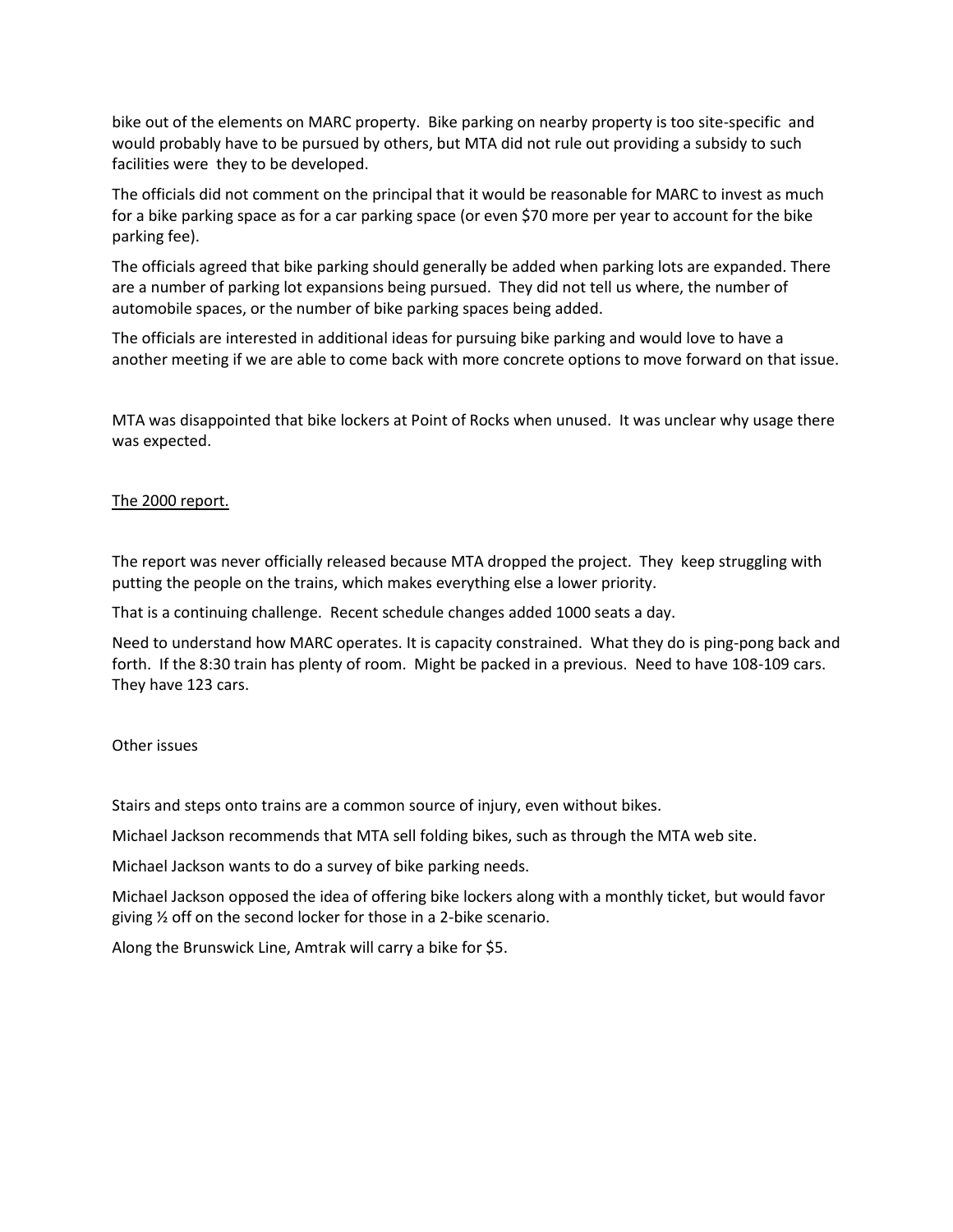bike out of the elements on MARC property. Bike parking on nearby property is too site-specific and would probably have to be pursued by others, but MTA did not rule out providing a subsidy to such facilities were they to be developed.

The officials did not comment on the principal that it would be reasonable for MARC to invest as much for a bike parking space as for a car parking space (or even $70 more per year to account for the bike parking fee).

The officials agreed that bike parking should generally be added when parking lots are expanded. There are a number of parking lot expansions being pursued. They did not tell us where, the number of automobile spaces, or the number of bike parking spaces being added.

The officials are interested in additional ideas for pursuing bike parking and would love to have a another meeting if we are able to come back with more concrete options to move forward on that issue.

MTA was disappointed that bike lockers at Point of Rocks when unused. It was unclear why usage there was expected.

<u>The 2000 report.</u>

The report was never officially released because MTA dropped the project. They keep struggling with putting the people on the trains, which makes everything else a lower priority.

That is a continuing challenge. Recent schedule changes added 1000 seats a day.

Need to understand how MARC operates. It is capacity constrained. What they do is ping-pong back and forth. If the 8:30 train has plenty of room. Might be packed in a previous. Need to have 108-109 cars. They have 123 cars.

Other issues

Stairs and steps onto trains are a common source of injury, even without bikes.

Michael Jackson recommends that MTA sell folding bikes, such as through the MTA web site.

Michael Jackson wants to do a survey of bike parking needs.

Michael Jackson opposed the idea of offering bike lockers along with a monthly ticket, but would favor giving ½ off on the second locker for those in a 2-bike scenario.

Along the Brunswick Line, Amtrak will carry a bike for $5.